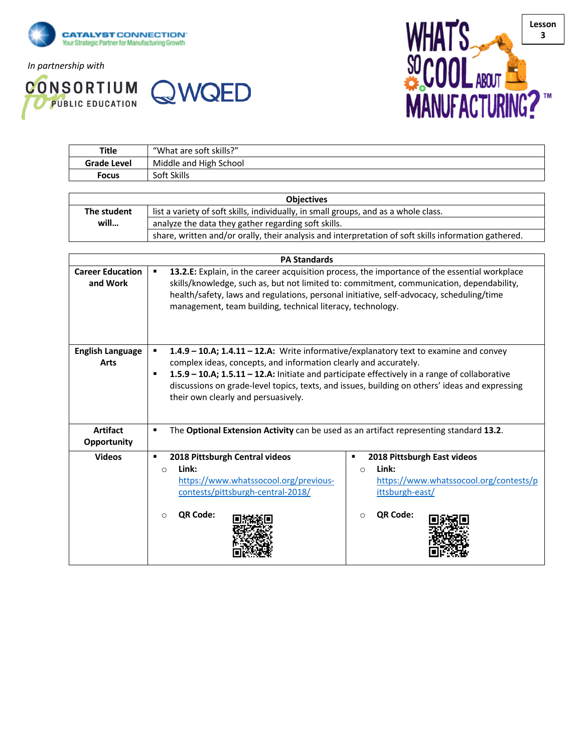CATALYST CONNECTION
Your Strategic Partner for Manufacturing Growth

*In partnership with*

CONSORTIUM for PUBLIC EDUCATION

WQED

WHAT'S SO COOL ABOUT MANUFACTURING?™

**Lesson 3**

| **Title** | "What are soft skills?" |
|---|---|
| **Grade Level** | Middle and High School |
| **Focus** | Soft Skills |

| **Objectives** | |
|---|---|
| **The student will…** | list a variety of soft skills, individually, in small groups, and as a whole class. |
| | analyze the data they gather regarding soft skills. |
| | share, written and/or orally, their analysis and interpretation of soft skills information gathered. |

| **PA Standards** | | |
|---|---|---|
| **Career Education and Work** | ▪ **13.2.E:** Explain, in the career acquisition process, the importance of the essential workplace skills/knowledge, such as, but not limited to: commitment, communication, dependability, health/safety, laws and regulations, personal initiative, self-advocacy, scheduling/time management, team building, technical literacy, technology. | |
| **English Language Arts** | ▪ **1.4.9 – 10.A; 1.4.11 – 12.A:** Write informative/explanatory text to examine and convey complex ideas, concepts, and information clearly and accurately. ▪ **1.5.9 – 10.A; 1.5.11 – 12.A:** Initiate and participate effectively in a range of collaborative discussions on grade-level topics, texts, and issues, building on others' ideas and expressing their own clearly and persuasively. | |
| **Artifact Opportunity** | ▪ The **Optional Extension Activity** can be used as an artifact representing standard **13.2**. | |
| **Videos** | ▪ **2018 Pittsburgh Central videos** ○ **Link:** https://www.whatssocool.org/previous-contests/pittsburgh-central-2018/ ○ **QR Code:** | ▪ **2018 Pittsburgh East videos** ○ **Link:** https://www.whatssocool.org/contests/pittsburgh-east/ ○ **QR Code:** |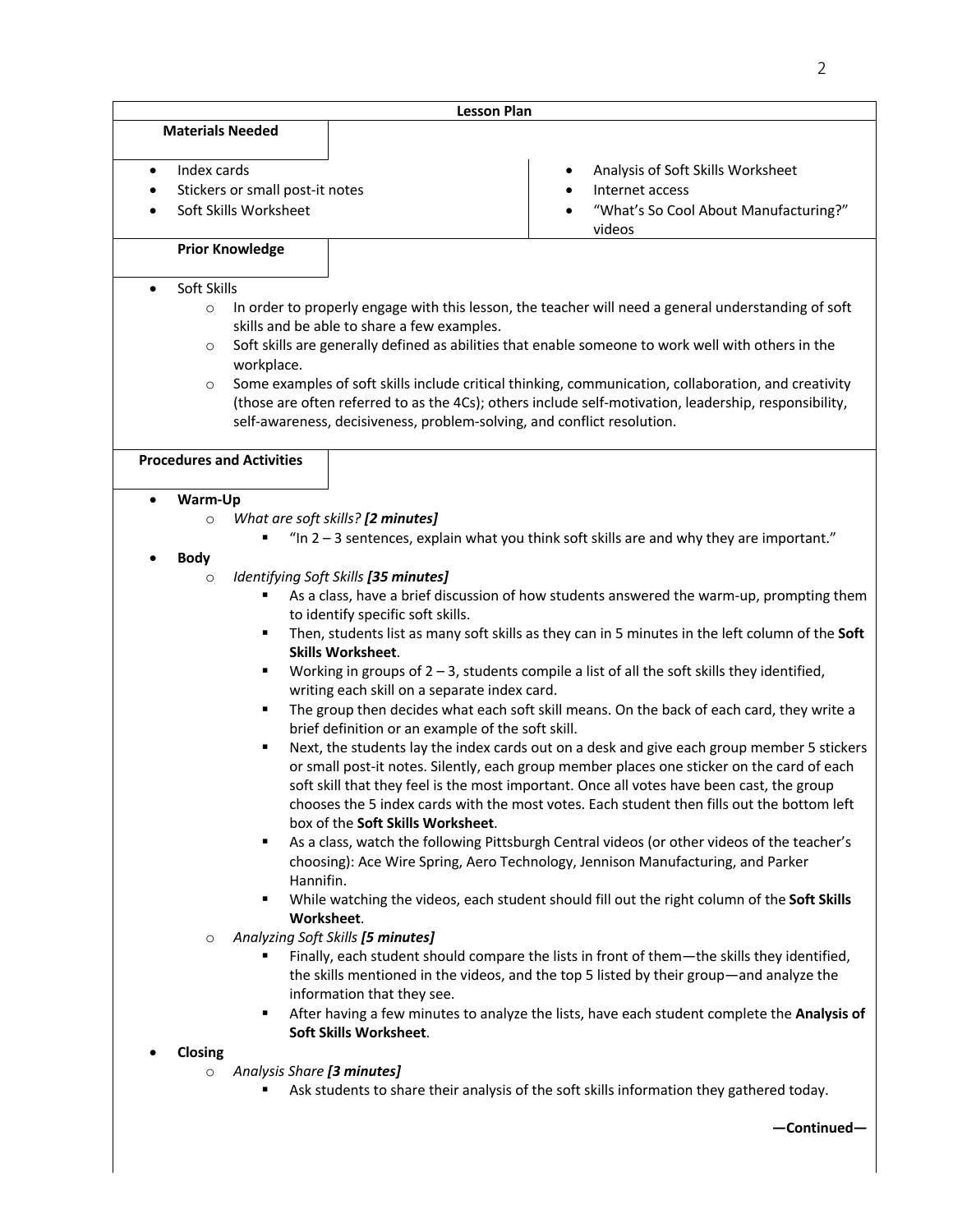## Lesson Plan

### Materials Needed

- Index cards
- Stickers or small post-it notes
- Soft Skills Worksheet
- Analysis of Soft Skills Worksheet
- Internet access
- "What's So Cool About Manufacturing?" videos

### Prior Knowledge

- Soft Skills
  - In order to properly engage with this lesson, the teacher will need a general understanding of soft skills and be able to share a few examples.
  - Soft skills are generally defined as abilities that enable someone to work well with others in the workplace.
  - Some examples of soft skills include critical thinking, communication, collaboration, and creativity (those are often referred to as the 4Cs); others include self-motivation, leadership, responsibility, self-awareness, decisiveness, problem-solving, and conflict resolution.

### Procedures and Activities

- **Warm-Up**
  - *What are soft skills?* ***[2 minutes]***
    - "In 2 – 3 sentences, explain what you think soft skills are and why they are important."
- **Body**
  - *Identifying Soft Skills* ***[35 minutes]***
    - As a class, have a brief discussion of how students answered the warm-up, prompting them to identify specific soft skills.
    - Then, students list as many soft skills as they can in 5 minutes in the left column of the **Soft Skills Worksheet**.
    - Working in groups of 2 – 3, students compile a list of all the soft skills they identified, writing each skill on a separate index card.
    - The group then decides what each soft skill means. On the back of each card, they write a brief definition or an example of the soft skill.
    - Next, the students lay the index cards out on a desk and give each group member 5 stickers or small post-it notes. Silently, each group member places one sticker on the card of each soft skill that they feel is the most important. Once all votes have been cast, the group chooses the 5 index cards with the most votes. Each student then fills out the bottom left box of the **Soft Skills Worksheet**.
    - As a class, watch the following Pittsburgh Central videos (or other videos of the teacher's choosing): Ace Wire Spring, Aero Technology, Jennison Manufacturing, and Parker Hannifin.
    - While watching the videos, each student should fill out the right column of the **Soft Skills Worksheet**.
  - *Analyzing Soft Skills* ***[5 minutes]***
    - Finally, each student should compare the lists in front of them—the skills they identified, the skills mentioned in the videos, and the top 5 listed by their group—and analyze the information that they see.
    - After having a few minutes to analyze the lists, have each student complete the **Analysis of Soft Skills Worksheet**.
- **Closing**
  - *Analysis Share* ***[3 minutes]***
    - Ask students to share their analysis of the soft skills information they gathered today.

**—Continued—**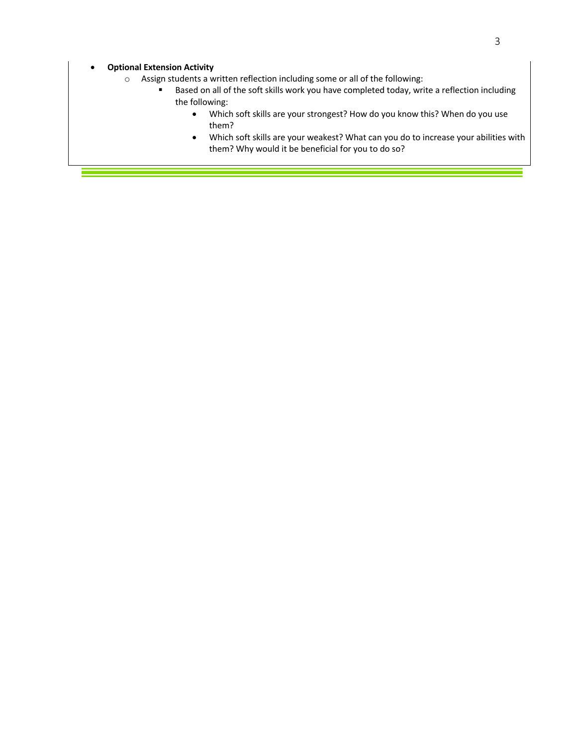- **Optional Extension Activity**
  - Assign students a written reflection including some or all of the following:
    - Based on all of the soft skills work you have completed today, write a reflection including the following:
      - Which soft skills are your strongest? How do you know this? When do you use them?
      - Which soft skills are your weakest? What can you do to increase your abilities with them? Why would it be beneficial for you to do so?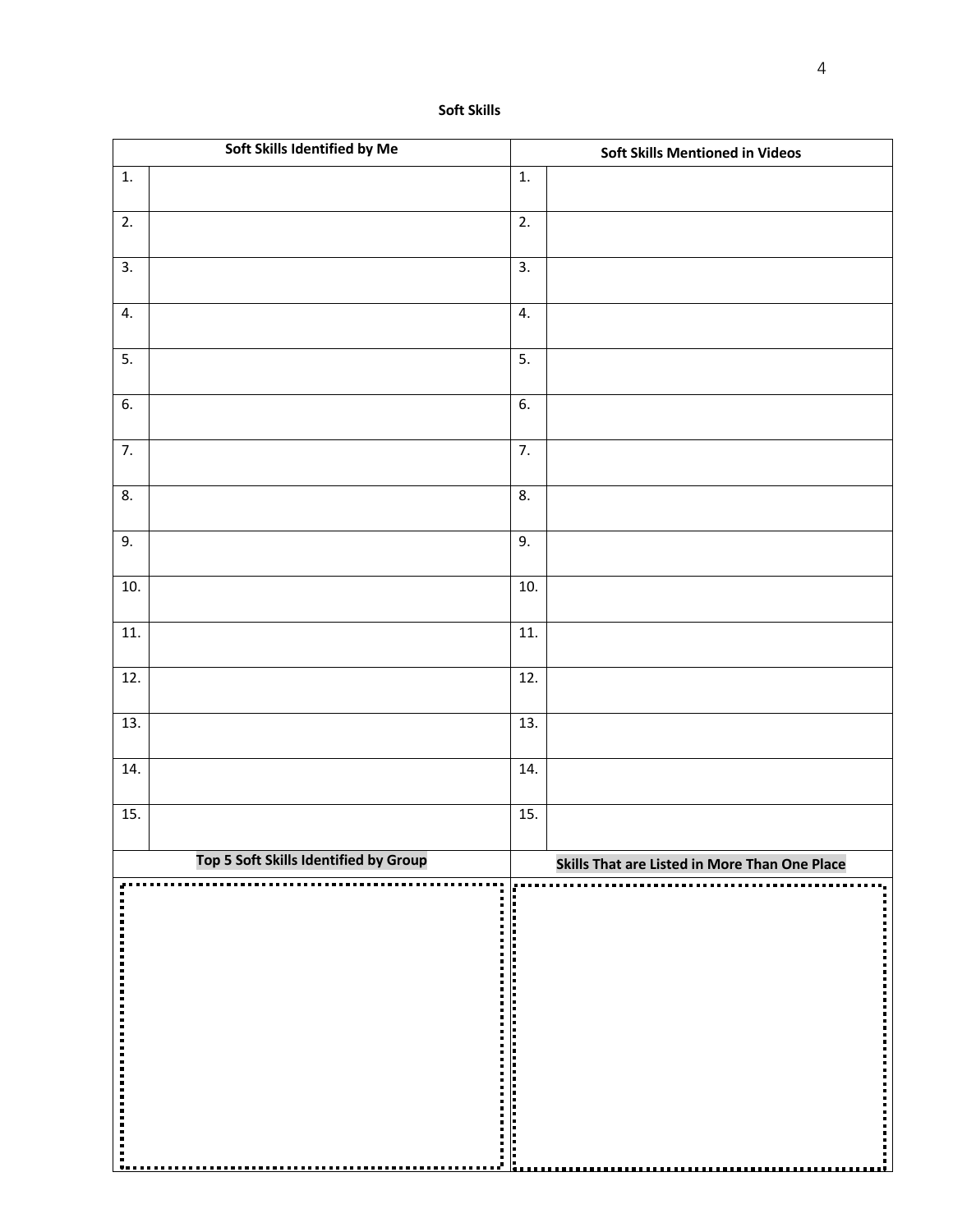**Soft Skills**

| Soft Skills Identified by Me | | Soft Skills Mentioned in Videos | |
|---|---|---|---|
| 1. | | 1. | |
| 2. | | 2. | |
| 3. | | 3. | |
| 4. | | 4. | |
| 5. | | 5. | |
| 6. | | 6. | |
| 7. | | 7. | |
| 8. | | 8. | |
| 9. | | 9. | |
| 10. | | 10. | |
| 11. | | 11. | |
| 12. | | 12. | |
| 13. | | 13. | |
| 14. | | 14. | |
| 15. | | 15. | |
| **Top 5 Soft Skills Identified by Group** | | **Skills That are Listed in More Than One Place** | |
| | | | |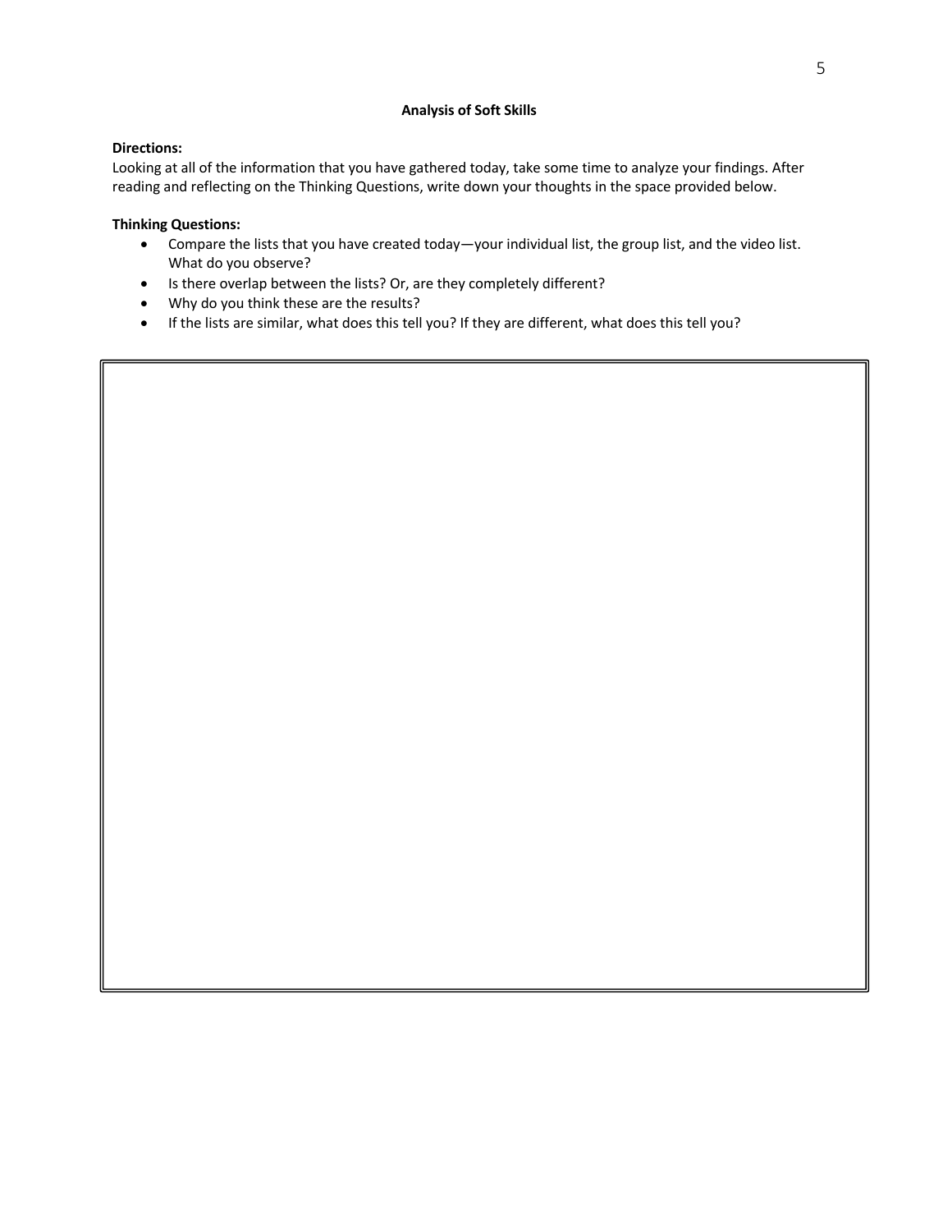**Analysis of Soft Skills**

**Directions:**
Looking at all of the information that you have gathered today, take some time to analyze your findings. After reading and reflecting on the Thinking Questions, write down your thoughts in the space provided below.

**Thinking Questions:**

- Compare the lists that you have created today—your individual list, the group list, and the video list. What do you observe?
- Is there overlap between the lists? Or, are they completely different?
- Why do you think these are the results?
- If the lists are similar, what does this tell you? If they are different, what does this tell you?